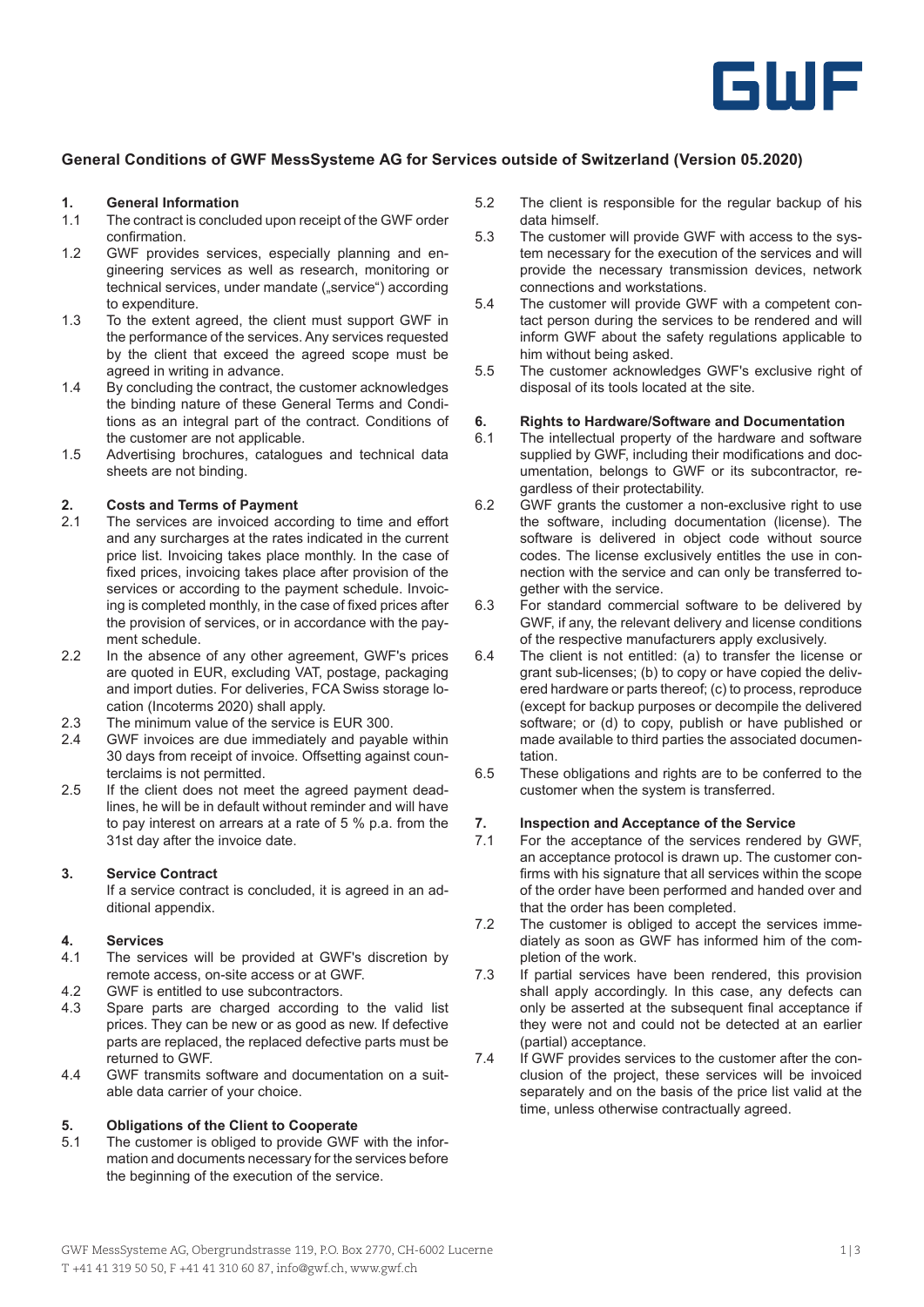# General Conditions of GWF MessSysteme AG for Services outside of Switzerland (Version 05.2020)

## 1. General Information

1.1 The contract is concluded upon receipt of the GWF order confirmation.

1.2 GWF provides services, especially planning and engineering services as well as research, monitoring or technical services, under mandate („service") according to expenditure.

1.3 To the extent agreed, the client must support GWF in the performance of the services. Any services requested by the client that exceed the agreed scope must be agreed in writing in advance.

1.4 By concluding the contract, the customer acknowledges the binding nature of these General Terms and Conditions as an integral part of the contract. Conditions of the customer are not applicable.

1.5 Advertising brochures, catalogues and technical data sheets are not binding.

## 2. Costs and Terms of Payment

2.1 The services are invoiced according to time and effort and any surcharges at the rates indicated in the current price list. Invoicing takes place monthly. In the case of fixed prices, invoicing takes place after provision of the services or according to the payment schedule. Invoicing is completed monthly, in the case of fixed prices after the provision of services, or in accordance with the payment schedule.

2.2 In the absence of any other agreement, GWF's prices are quoted in EUR, excluding VAT, postage, packaging and import duties. For deliveries, FCA Swiss storage location (Incoterms 2020) shall apply.

2.3 The minimum value of the service is EUR 300.

2.4 GWF invoices are due immediately and payable within 30 days from receipt of invoice. Offsetting against counterclaims is not permitted.

2.5 If the client does not meet the agreed payment deadlines, he will be in default without reminder and will have to pay interest on arrears at a rate of 5 % p.a. from the 31st day after the invoice date.

## 3. Service Contract

If a service contract is concluded, it is agreed in an additional appendix.

## 4. Services

4.1 The services will be provided at GWF's discretion by remote access, on-site access or at GWF.

4.2 GWF is entitled to use subcontractors.

4.3 Spare parts are charged according to the valid list prices. They can be new or as good as new. If defective parts are replaced, the replaced defective parts must be returned to GWF.

4.4 GWF transmits software and documentation on a suitable data carrier of your choice.

## 5. Obligations of the Client to Cooperate

5.1 The customer is obliged to provide GWF with the information and documents necessary for the services before the beginning of the execution of the service.

5.2 The client is responsible for the regular backup of his data himself.

5.3 The customer will provide GWF with access to the system necessary for the execution of the services and will provide the necessary transmission devices, network connections and workstations.

5.4 The customer will provide GWF with a competent contact person during the services to be rendered and will inform GWF about the safety regulations applicable to him without being asked.

5.5 The customer acknowledges GWF's exclusive right of disposal of its tools located at the site.

## 6. Rights to Hardware/Software and Documentation

6.1 The intellectual property of the hardware and software supplied by GWF, including their modifications and documentation, belongs to GWF or its subcontractor, regardless of their protectability.

6.2 GWF grants the customer a non-exclusive right to use the software, including documentation (license). The software is delivered in object code without source codes. The license exclusively entitles the use in connection with the service and can only be transferred together with the service.

6.3 For standard commercial software to be delivered by GWF, if any, the relevant delivery and license conditions of the respective manufacturers apply exclusively.

6.4 The client is not entitled: (a) to transfer the license or grant sub-licenses; (b) to copy or have copied the delivered hardware or parts thereof; (c) to process, reproduce (except for backup purposes or decompile the delivered software; or (d) to copy, publish or have published or made available to third parties the associated documentation.

6.5 These obligations and rights are to be conferred to the customer when the system is transferred.

## 7. Inspection and Acceptance of the Service

7.1 For the acceptance of the services rendered by GWF, an acceptance protocol is drawn up. The customer confirms with his signature that all services within the scope of the order have been performed and handed over and that the order has been completed.

7.2 The customer is obliged to accept the services immediately as soon as GWF has informed him of the completion of the work.

7.3 If partial services have been rendered, this provision shall apply accordingly. In this case, any defects can only be asserted at the subsequent final acceptance if they were not and could not be detected at an earlier (partial) acceptance.

7.4 If GWF provides services to the customer after the conclusion of the project, these services will be invoiced separately and on the basis of the price list valid at the time, unless otherwise contractually agreed.

GWF MessSysteme AG, Obergrundstrasse 119, P.O. Box 2770, CH-6002 Lucerne
T +41 41 319 50 50, F +41 41 310 60 87, info@gwf.ch, www.gwf.ch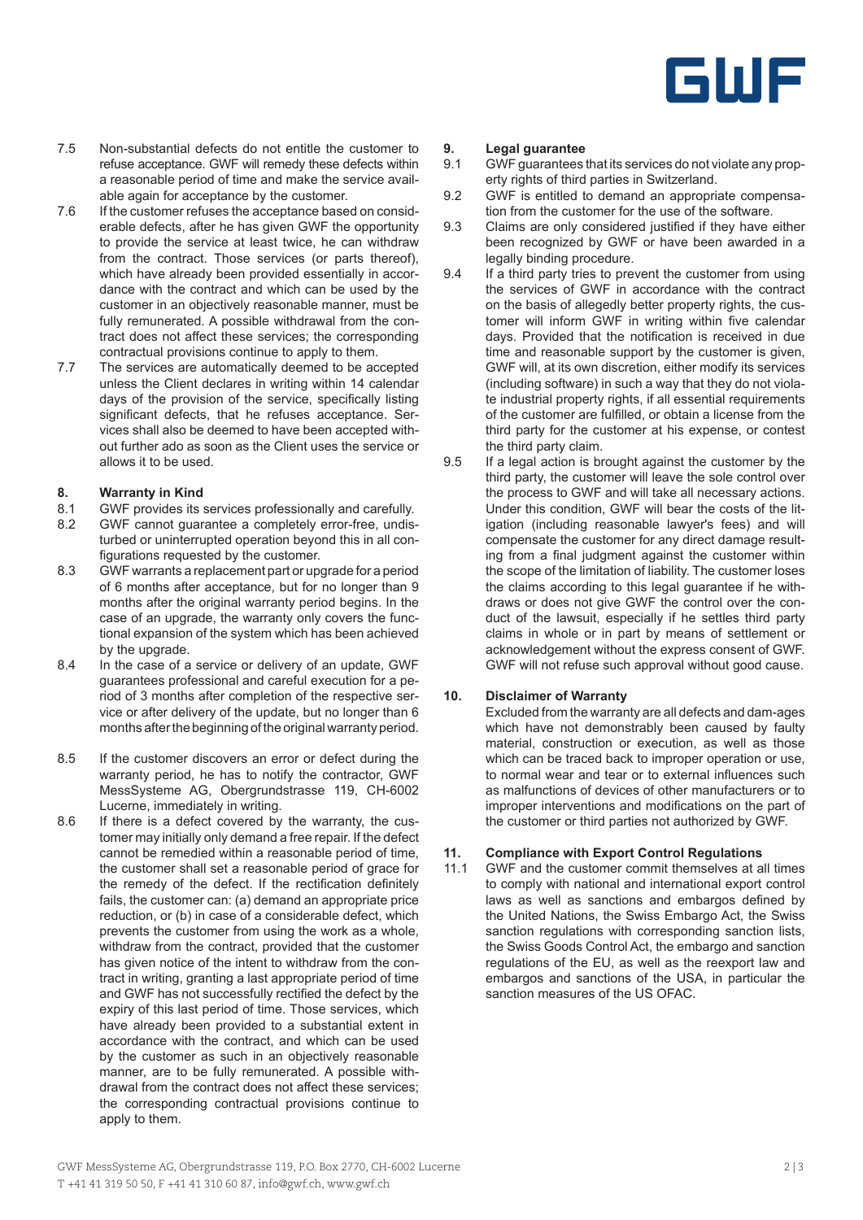7.5 Non-substantial defects do not entitle the customer to refuse acceptance. GWF will remedy these defects within a reasonable period of time and make the service available again for acceptance by the customer.

7.6 If the customer refuses the acceptance based on considerable defects, after he has given GWF the opportunity to provide the service at least twice, he can withdraw from the contract. Those services (or parts thereof), which have already been provided essentially in accordance with the contract and which can be used by the customer in an objectively reasonable manner, must be fully remunerated. A possible withdrawal from the contract does not affect these services; the corresponding contractual provisions continue to apply to them.

7.7 The services are automatically deemed to be accepted unless the Client declares in writing within 14 calendar days of the provision of the service, specifically listing significant defects, that he refuses acceptance. Services shall also be deemed to have been accepted without further ado as soon as the Client uses the service or allows it to be used.

## 8. Warranty in Kind

8.1 GWF provides its services professionally and carefully.

8.2 GWF cannot guarantee a completely error-free, undisturbed or uninterrupted operation beyond this in all configurations requested by the customer.

8.3 GWF warrants a replacement part or upgrade for a period of 6 months after acceptance, but for no longer than 9 months after the original warranty period begins. In the case of an upgrade, the warranty only covers the functional expansion of the system which has been achieved by the upgrade.

8.4 In the case of a service or delivery of an update, GWF guarantees professional and careful execution for a period of 3 months after completion of the respective service or after delivery of the update, but no longer than 6 months after the beginning of the original warranty period.

8.5 If the customer discovers an error or defect during the warranty period, he has to notify the contractor, GWF MessSysteme AG, Obergrundstrasse 119, CH-6002 Lucerne, immediately in writing.

8.6 If there is a defect covered by the warranty, the customer may initially only demand a free repair. If the defect cannot be remedied within a reasonable period of time, the customer shall set a reasonable period of grace for the remedy of the defect. If the rectification definitely fails, the customer can: (a) demand an appropriate price reduction, or (b) in case of a considerable defect, which prevents the customer from using the work as a whole, withdraw from the contract, provided that the customer has given notice of the intent to withdraw from the contract in writing, granting a last appropriate period of time and GWF has not successfully rectified the defect by the expiry of this last period of time. Those services, which have already been provided to a substantial extent in accordance with the contract, and which can be used by the customer as such in an objectively reasonable manner, are to be fully remunerated. A possible withdrawal from the contract does not affect these services; the corresponding contractual provisions continue to apply to them.

## 9. Legal guarantee

9.1 GWF guarantees that its services do not violate any property rights of third parties in Switzerland.

9.2 GWF is entitled to demand an appropriate compensation from the customer for the use of the software.

9.3 Claims are only considered justified if they have either been recognized by GWF or have been awarded in a legally binding procedure.

9.4 If a third party tries to prevent the customer from using the services of GWF in accordance with the contract on the basis of allegedly better property rights, the customer will inform GWF in writing within five calendar days. Provided that the notification is received in due time and reasonable support by the customer is given, GWF will, at its own discretion, either modify its services (including software) in such a way that they do not violate industrial property rights, if all essential requirements of the customer are fulfilled, or obtain a license from the third party for the customer at his expense, or contest the third party claim.

9.5 If a legal action is brought against the customer by the third party, the customer will leave the sole control over the process to GWF and will take all necessary actions. Under this condition, GWF will bear the costs of the litigation (including reasonable lawyer's fees) and will compensate the customer for any direct damage resulting from a final judgment against the customer within the scope of the limitation of liability. The customer loses the claims according to this legal guarantee if he withdraws or does not give GWF the control over the conduct of the lawsuit, especially if he settles third party claims in whole or in part by means of settlement or acknowledgement without the express consent of GWF. GWF will not refuse such approval without good cause.

## 10. Disclaimer of Warranty

Excluded from the warranty are all defects and dam-ages which have not demonstrably been caused by faulty material, construction or execution, as well as those which can be traced back to improper operation or use, to normal wear and tear or to external influences such as malfunctions of devices of other manufacturers or to improper interventions and modifications on the part of the customer or third parties not authorized by GWF.

## 11. Compliance with Export Control Regulations

11.1 GWF and the customer commit themselves at all times to comply with national and international export control laws as well as sanctions and embargos defined by the United Nations, the Swiss Embargo Act, the Swiss sanction regulations with corresponding sanction lists, the Swiss Goods Control Act, the embargo and sanction regulations of the EU, as well as the reexport law and embargos and sanctions of the USA, in particular the sanction measures of the US OFAC.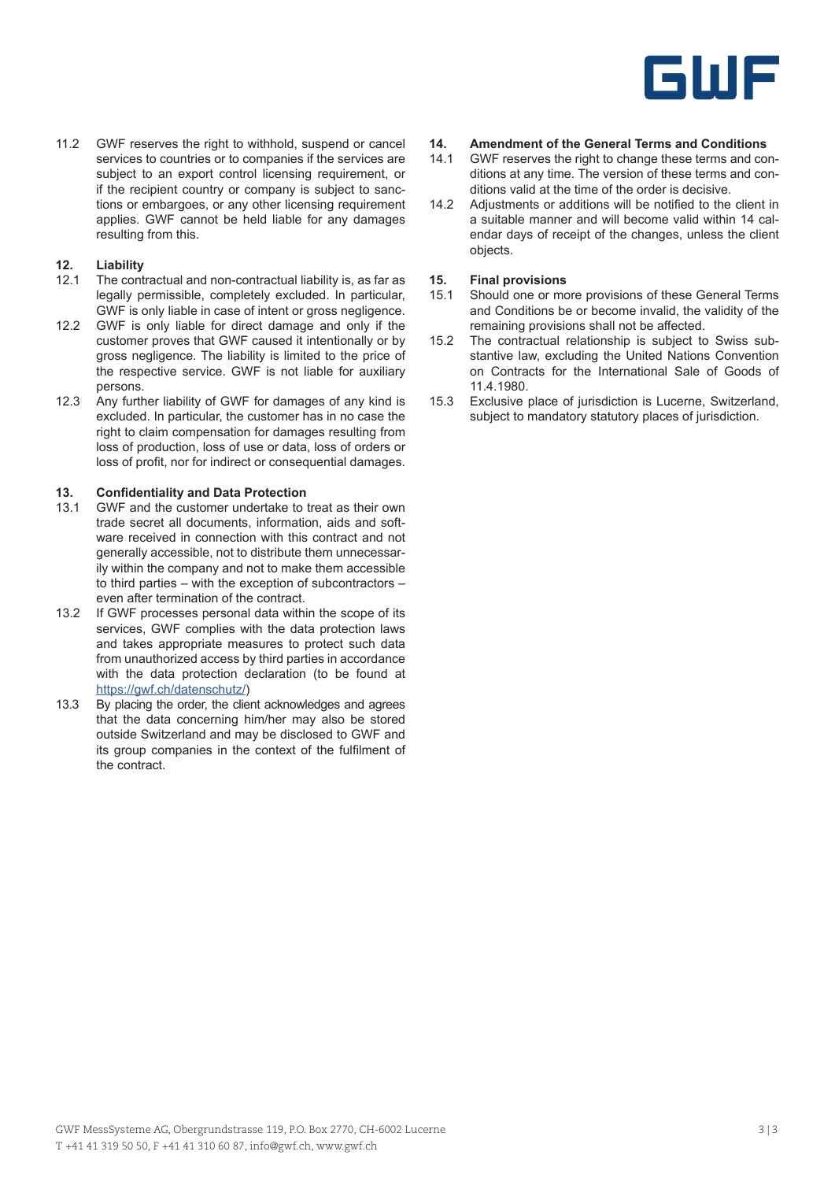11.2 GWF reserves the right to withhold, suspend or cancel services to countries or to companies if the services are subject to an export control licensing requirement, or if the recipient country or company is subject to sanctions or embargoes, or any other licensing requirement applies. GWF cannot be held liable for any damages resulting from this.

## 12. Liability

12.1 The contractual and non-contractual liability is, as far as legally permissible, completely excluded. In particular, GWF is only liable in case of intent or gross negligence.

12.2 GWF is only liable for direct damage and only if the customer proves that GWF caused it intentionally or by gross negligence. The liability is limited to the price of the respective service. GWF is not liable for auxiliary persons.

12.3 Any further liability of GWF for damages of any kind is excluded. In particular, the customer has in no case the right to claim compensation for damages resulting from loss of production, loss of use or data, loss of orders or loss of profit, nor for indirect or consequential damages.

## 13. Confidentiality and Data Protection

13.1 GWF and the customer undertake to treat as their own trade secret all documents, information, aids and software received in connection with this contract and not generally accessible, not to distribute them unnecessarily within the company and not to make them accessible to third parties – with the exception of subcontractors – even after termination of the contract.

13.2 If GWF processes personal data within the scope of its services, GWF complies with the data protection laws and takes appropriate measures to protect such data from unauthorized access by third parties in accordance with the data protection declaration (to be found at https://gwf.ch/datenschutz/)

13.3 By placing the order, the client acknowledges and agrees that the data concerning him/her may also be stored outside Switzerland and may be disclosed to GWF and its group companies in the context of the fulfilment of the contract.

## 14. Amendment of the General Terms and Conditions

14.1 GWF reserves the right to change these terms and conditions at any time. The version of these terms and conditions valid at the time of the order is decisive.

14.2 Adjustments or additions will be notified to the client in a suitable manner and will become valid within 14 calendar days of receipt of the changes, unless the client objects.

## 15. Final provisions

15.1 Should one or more provisions of these General Terms and Conditions be or become invalid, the validity of the remaining provisions shall not be affected.

15.2 The contractual relationship is subject to Swiss substantive law, excluding the United Nations Convention on Contracts for the International Sale of Goods of 11.4.1980.

15.3 Exclusive place of jurisdiction is Lucerne, Switzerland, subject to mandatory statutory places of jurisdiction.